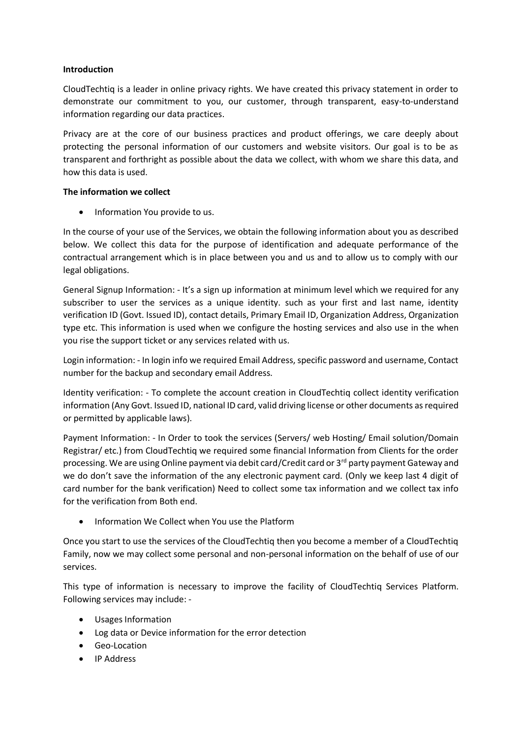**Introduction**

CloudTechtiq is a leader in online privacy rights. We have created this privacy statement in order to demonstrate our commitment to you, our customer, through transparent, easy-to-understand information regarding our data practices.

Privacy are at the core of our business practices and product offerings, we care deeply about protecting the personal information of our customers and website visitors. Our goal is to be as transparent and forthright as possible about the data we collect, with whom we share this data, and how this data is used.

**The information we collect**

- Information You provide to us.

In the course of your use of the Services, we obtain the following information about you as described below. We collect this data for the purpose of identification and adequate performance of the contractual arrangement which is in place between you and us and to allow us to comply with our legal obligations.

General Signup Information: - It's a sign up information at minimum level which we required for any subscriber to user the services as a unique identity. such as your first and last name, identity verification ID (Govt. Issued ID), contact details, Primary Email ID, Organization Address, Organization type etc. This information is used when we configure the hosting services and also use in the when you rise the support ticket or any services related with us.

Login information: - In login info we required Email Address, specific password and username, Contact number for the backup and secondary email Address.

Identity verification: - To complete the account creation in CloudTechtiq collect identity verification information (Any Govt. Issued ID, national ID card, valid driving license or other documents as required or permitted by applicable laws).

Payment Information: - In Order to took the services (Servers/ web Hosting/ Email solution/Domain Registrar/ etc.) from CloudTechtiq we required some financial Information from Clients for the order processing. We are using Online payment via debit card/Credit card or 3rd party payment Gateway and we do don't save the information of the any electronic payment card. (Only we keep last 4 digit of card number for the bank verification) Need to collect some tax information and we collect tax info for the verification from Both end.

- Information We Collect when You use the Platform

Once you start to use the services of the CloudTechtiq then you become a member of a CloudTechtiq Family, now we may collect some personal and non-personal information on the behalf of use of our services.

This type of information is necessary to improve the facility of CloudTechtiq Services Platform. Following services may include: -

- Usages Information
- Log data or Device information for the error detection
- Geo-Location
- IP Address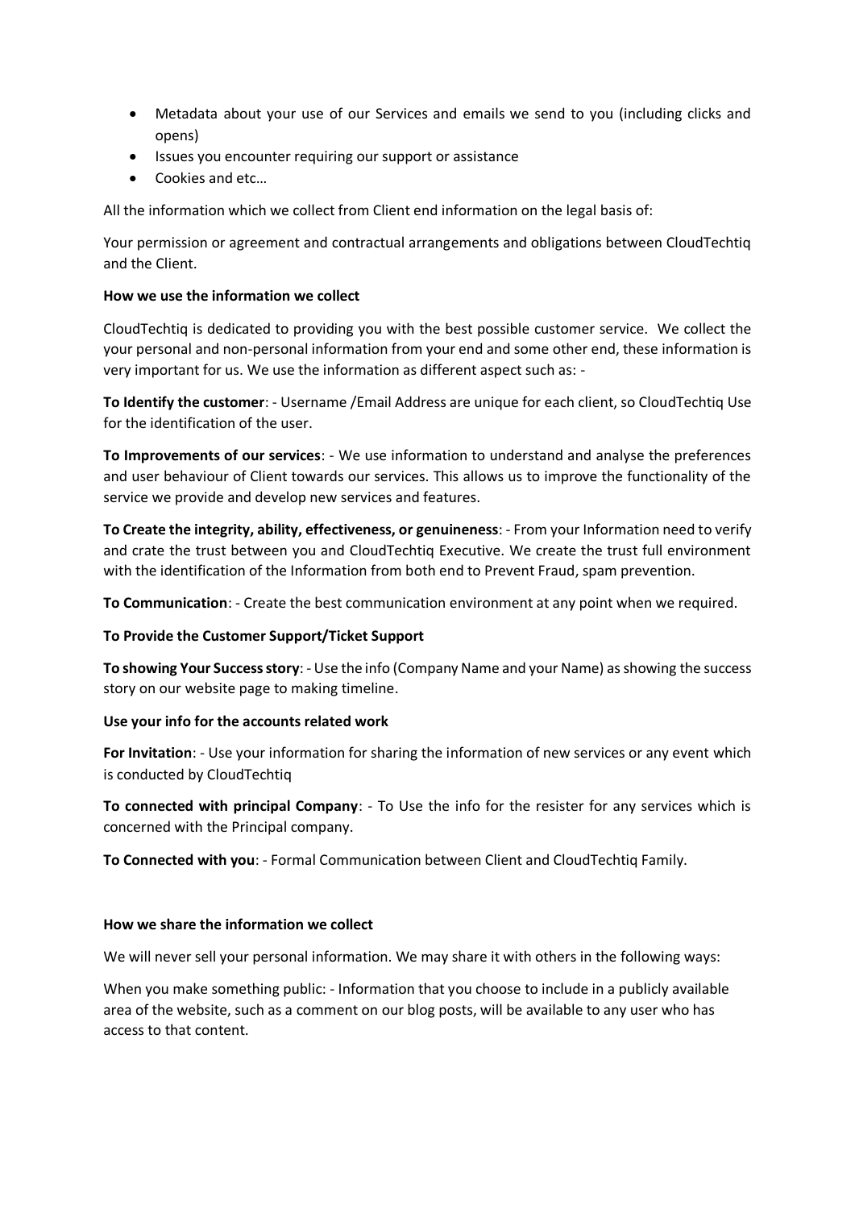- Metadata about your use of our Services and emails we send to you (including clicks and opens)
- Issues you encounter requiring our support or assistance
- Cookies and etc…

All the information which we collect from Client end information on the legal basis of:

Your permission or agreement and contractual arrangements and obligations between CloudTechtiq and the Client.

**How we use the information we collect**

CloudTechtiq is dedicated to providing you with the best possible customer service. We collect the your personal and non-personal information from your end and some other end, these information is very important for us. We use the information as different aspect such as: -

**To Identify the customer**: - Username /Email Address are unique for each client, so CloudTechtiq Use for the identification of the user.

**To Improvements of our services**: - We use information to understand and analyse the preferences and user behaviour of Client towards our services. This allows us to improve the functionality of the service we provide and develop new services and features.

**To Create the integrity, ability, effectiveness, or genuineness**: - From your Information need to verify and crate the trust between you and CloudTechtiq Executive. We create the trust full environment with the identification of the Information from both end to Prevent Fraud, spam prevention.

**To Communication**: - Create the best communication environment at any point when we required.

**To Provide the Customer Support/Ticket Support**

**To showing Your Success story**: - Use the info (Company Name and your Name) as showing the success story on our website page to making timeline.

**Use your info for the accounts related work**

**For Invitation**: - Use your information for sharing the information of new services or any event which is conducted by CloudTechtiq

**To connected with principal Company**: - To Use the info for the resister for any services which is concerned with the Principal company.

**To Connected with you**: - Formal Communication between Client and CloudTechtiq Family.

**How we share the information we collect**

We will never sell your personal information. We may share it with others in the following ways:

When you make something public: - Information that you choose to include in a publicly available area of the website, such as a comment on our blog posts, will be available to any user who has access to that content.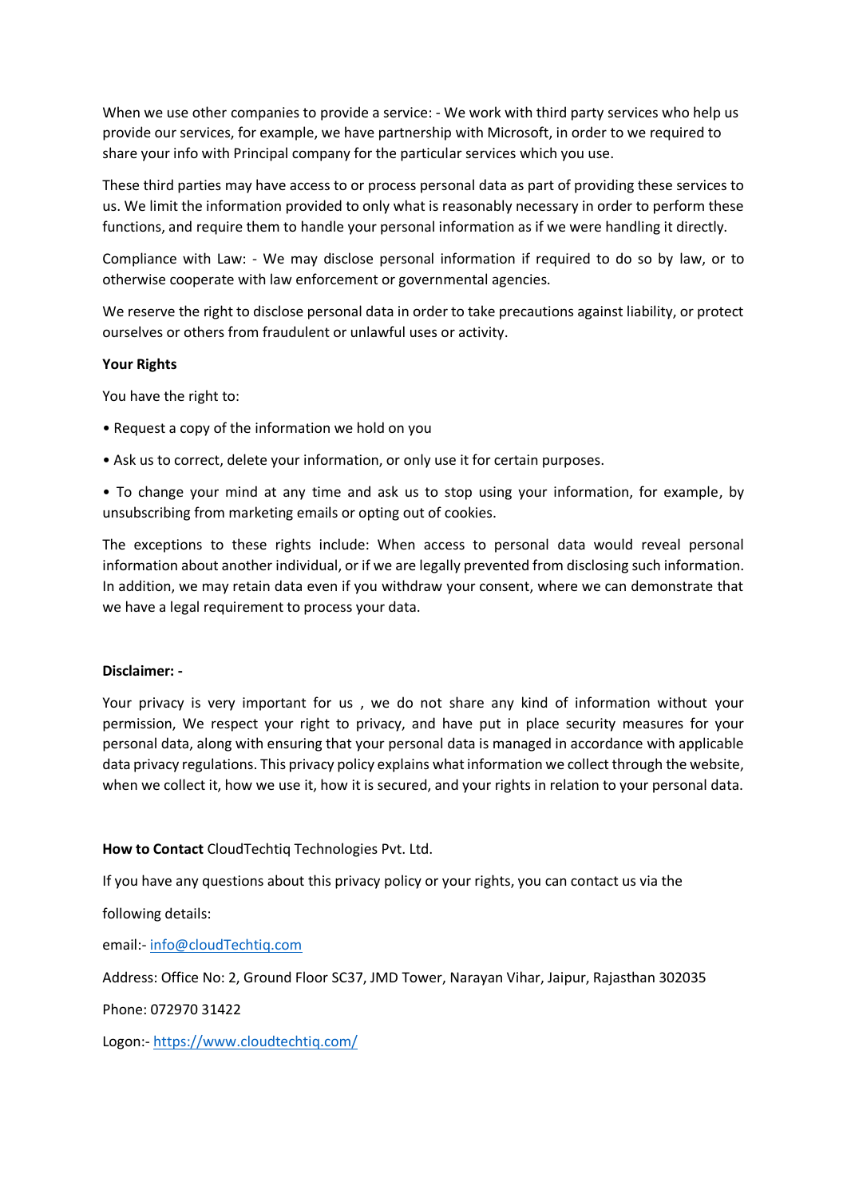When we use other companies to provide a service: - We work with third party services who help us provide our services, for example, we have partnership with Microsoft, in order to we required to share your info with Principal company for the particular services which you use.

These third parties may have access to or process personal data as part of providing these services to us. We limit the information provided to only what is reasonably necessary in order to perform these functions, and require them to handle your personal information as if we were handling it directly.

Compliance with Law: - We may disclose personal information if required to do so by law, or to otherwise cooperate with law enforcement or governmental agencies.

We reserve the right to disclose personal data in order to take precautions against liability, or protect ourselves or others from fraudulent or unlawful uses or activity.

**Your Rights**

You have the right to:

- Request a copy of the information we hold on you
- Ask us to correct, delete your information, or only use it for certain purposes.
- To change your mind at any time and ask us to stop using your information, for example, by unsubscribing from marketing emails or opting out of cookies.

The exceptions to these rights include: When access to personal data would reveal personal information about another individual, or if we are legally prevented from disclosing such information. In addition, we may retain data even if you withdraw your consent, where we can demonstrate that we have a legal requirement to process your data.

**Disclaimer: -**

Your privacy is very important for us , we do not share any kind of information without your permission, We respect your right to privacy, and have put in place security measures for your personal data, along with ensuring that your personal data is managed in accordance with applicable data privacy regulations. This privacy policy explains what information we collect through the website, when we collect it, how we use it, how it is secured, and your rights in relation to your personal data.

**How to Contact** CloudTechtiq Technologies Pvt. Ltd.

If you have any questions about this privacy policy or your rights, you can contact us via the

following details:

email:- info@cloudTechtiq.com

Address: Office No: 2, Ground Floor SC37, JMD Tower, Narayan Vihar, Jaipur, Rajasthan 302035

Phone: 072970 31422

Logon:- https://www.cloudtechtiq.com/